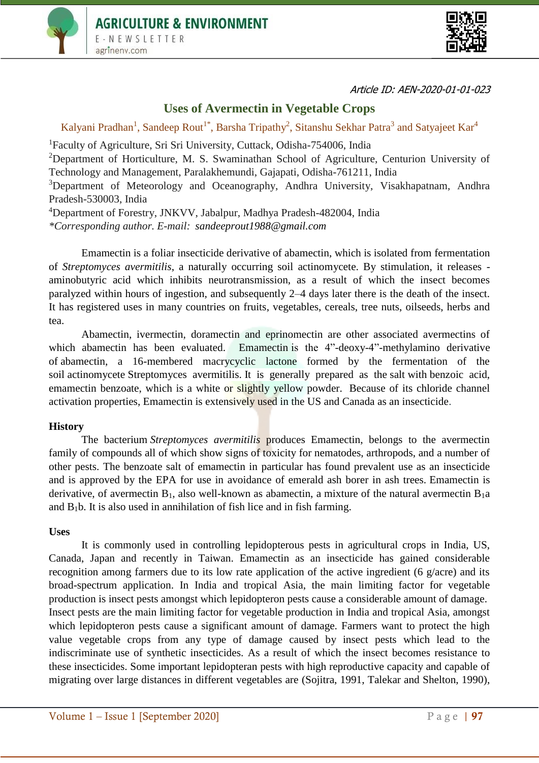Article ID: AEN-2020-01-01-023

# Uses of Avermectin in Vegetable Crops

Kalyani Pradhan[1], Sandeep Rout[1*], Barsha Tripathy[2], Sitanshu Sekhar Patra[3] and Satyajeet Kar[4]

[1]Faculty of Agriculture, Sri Sri University, Cuttack, Odisha-754006, India

[2]Department of Horticulture, M. S. Swaminathan School of Agriculture, Centurion University of Technology and Management, Paralakhemundi, Gajapati, Odisha-761211, India

[3]Department of Meteorology and Oceanography, Andhra University, Visakhapatnam, Andhra Pradesh-530003, India

[4]Department of Forestry, JNKVV, Jabalpur, Madhya Pradesh-482004, India

*\*Corresponding author. E-mail: sandeeprout1988@gmail.com*

Emamectin is a foliar insecticide derivative of abamectin, which is isolated from fermentation of *Streptomyces avermitilis*, a naturally occurring soil actinomycete. By stimulation, it releases -aminobutyric acid which inhibits neurotransmission, as a result of which the insect becomes paralyzed within hours of ingestion, and subsequently 2–4 days later there is the death of the insect. It has registered uses in many countries on fruits, vegetables, cereals, tree nuts, oilseeds, herbs and tea.

Abamectin, ivermectin, doramectin and eprinomectin are other associated avermectins of which abamectin has been evaluated. Emamectin is the 4”-deoxy-4”-methylamino derivative of abamectin, a 16-membered macrycyclic lactone formed by the fermentation of the soil actinomycete Streptomyces avermitilis. It is generally prepared as the salt with benzoic acid, emamectin benzoate, which is a white or slightly yellow powder. Because of its chloride channel activation properties, Emamectin is extensively used in the US and Canada as an insecticide.

## History

The bacterium *Streptomyces avermitilis* produces Emamectin, belongs to the avermectin family of compounds all of which show signs of toxicity for nematodes, arthropods, and a number of other pests. The benzoate salt of emamectin in particular has found prevalent use as an insecticide and is approved by the EPA for use in avoidance of emerald ash borer in ash trees. Emamectin is derivative, of avermectin $B_1$, also well-known as abamectin, a mixture of the natural avermectin $B_1a$ and $B_1b$. It is also used in annihilation of fish lice and in fish farming.

## Uses

It is commonly used in controlling lepidopterous pests in agricultural crops in India, US, Canada, Japan and recently in Taiwan. Emamectin as an insecticide has gained considerable recognition among farmers due to its low rate application of the active ingredient (6 g/acre) and its broad-spectrum application. In India and tropical Asia, the main limiting factor for vegetable production is insect pests amongst which lepidopteron pests cause a considerable amount of damage. Insect pests are the main limiting factor for vegetable production in India and tropical Asia, amongst which lepidopteron pests cause a significant amount of damage. Farmers want to protect the high value vegetable crops from any type of damage caused by insect pests which lead to the indiscriminate use of synthetic insecticides. As a result of which the insect becomes resistance to these insecticides. Some important lepidopteran pests with high reproductive capacity and capable of migrating over large distances in different vegetables are (Sojitra, 1991, Talekar and Shelton, 1990),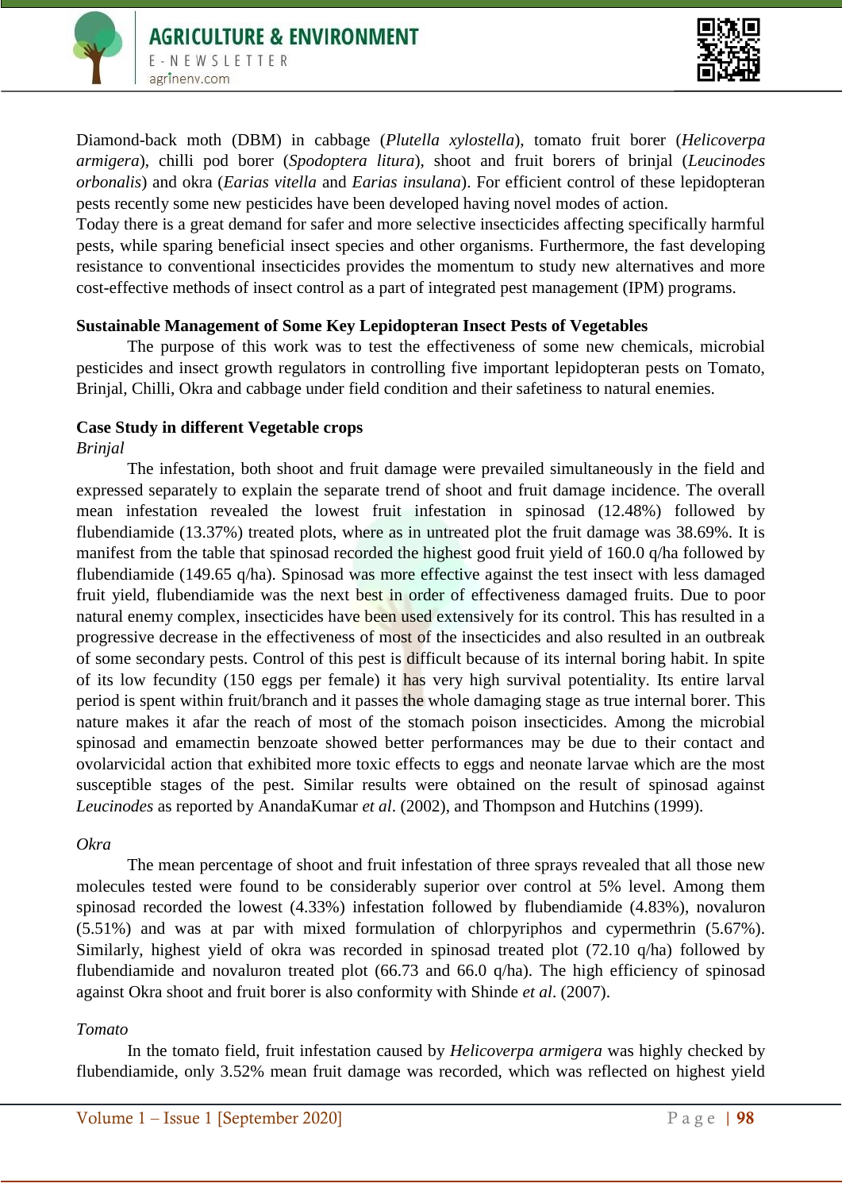Diamond-back moth (DBM) in cabbage (*Plutella xylostella*), tomato fruit borer (*Helicoverpa armigera*), chilli pod borer (*Spodoptera litura*), shoot and fruit borers of brinjal (*Leucinodes orbonalis*) and okra (*Earias vitella* and *Earias insulana*). For efficient control of these lepidopteran pests recently some new pesticides have been developed having novel modes of action.
Today there is a great demand for safer and more selective insecticides affecting specifically harmful pests, while sparing beneficial insect species and other organisms. Furthermore, the fast developing resistance to conventional insecticides provides the momentum to study new alternatives and more cost-effective methods of insect control as a part of integrated pest management (IPM) programs.

**Sustainable Management of Some Key Lepidopteran Insect Pests of Vegetables**

The purpose of this work was to test the effectiveness of some new chemicals, microbial pesticides and insect growth regulators in controlling five important lepidopteran pests on Tomato, Brinjal, Chilli, Okra and cabbage under field condition and their safetiness to natural enemies.

**Case Study in different Vegetable crops**

*Brinjal*

The infestation, both shoot and fruit damage were prevailed simultaneously in the field and expressed separately to explain the separate trend of shoot and fruit damage incidence. The overall mean infestation revealed the lowest fruit infestation in spinosad (12.48%) followed by flubendiamide (13.37%) treated plots, where as in untreated plot the fruit damage was 38.69%. It is manifest from the table that spinosad recorded the highest good fruit yield of 160.0 q/ha followed by flubendiamide (149.65 q/ha). Spinosad was more effective against the test insect with less damaged fruit yield, flubendiamide was the next best in order of effectiveness damaged fruits. Due to poor natural enemy complex, insecticides have been used extensively for its control. This has resulted in a progressive decrease in the effectiveness of most of the insecticides and also resulted in an outbreak of some secondary pests. Control of this pest is difficult because of its internal boring habit. In spite of its low fecundity (150 eggs per female) it has very high survival potentiality. Its entire larval period is spent within fruit/branch and it passes the whole damaging stage as true internal borer. This nature makes it afar the reach of most of the stomach poison insecticides. Among the microbial spinosad and emamectin benzoate showed better performances may be due to their contact and ovolarvicidal action that exhibited more toxic effects to eggs and neonate larvae which are the most susceptible stages of the pest. Similar results were obtained on the result of spinosad against *Leucinodes* as reported by AnandaKumar *et al*. (2002), and Thompson and Hutchins (1999).

*Okra*

The mean percentage of shoot and fruit infestation of three sprays revealed that all those new molecules tested were found to be considerably superior over control at 5% level. Among them spinosad recorded the lowest (4.33%) infestation followed by flubendiamide (4.83%), novaluron (5.51%) and was at par with mixed formulation of chlorpyriphos and cypermethrin (5.67%). Similarly, highest yield of okra was recorded in spinosad treated plot (72.10 q/ha) followed by flubendiamide and novaluron treated plot (66.73 and 66.0 q/ha). The high efficiency of spinosad against Okra shoot and fruit borer is also conformity with Shinde *et al*. (2007).

*Tomato*

In the tomato field, fruit infestation caused by *Helicoverpa armigera* was highly checked by flubendiamide, only 3.52% mean fruit damage was recorded, which was reflected on highest yield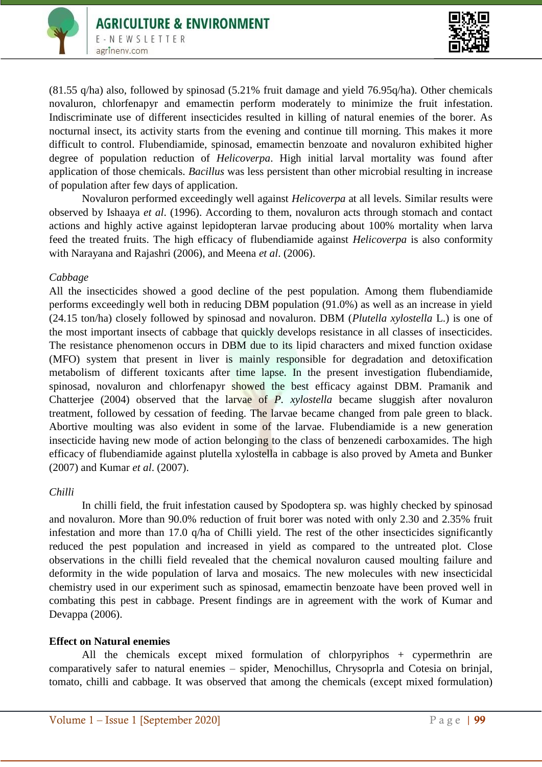(81.55 q/ha) also, followed by spinosad (5.21% fruit damage and yield 76.95q/ha). Other chemicals novaluron, chlorfenapyr and emamectin perform moderately to minimize the fruit infestation. Indiscriminate use of different insecticides resulted in killing of natural enemies of the borer. As nocturnal insect, its activity starts from the evening and continue till morning. This makes it more difficult to control. Flubendiamide, spinosad, emamectin benzoate and novaluron exhibited higher degree of population reduction of *Helicoverpa*. High initial larval mortality was found after application of those chemicals. *Bacillus* was less persistent than other microbial resulting in increase of population after few days of application.

Novaluron performed exceedingly well against *Helicoverpa* at all levels. Similar results were observed by Ishaaya *et al*. (1996). According to them, novaluron acts through stomach and contact actions and highly active against lepidopteran larvae producing about 100% mortality when larva feed the treated fruits. The high efficacy of flubendiamide against *Helicoverpa* is also conformity with Narayana and Rajashri (2006), and Meena *et al*. (2006).

*Cabbage*

All the insecticides showed a good decline of the pest population. Among them flubendiamide performs exceedingly well both in reducing DBM population (91.0%) as well as an increase in yield (24.15 ton/ha) closely followed by spinosad and novaluron. DBM (*Plutella xylostella* L.) is one of the most important insects of cabbage that quickly develops resistance in all classes of insecticides. The resistance phenomenon occurs in DBM due to its lipid characters and mixed function oxidase (MFO) system that present in liver is mainly responsible for degradation and detoxification metabolism of different toxicants after time lapse. In the present investigation flubendiamide, spinosad, novaluron and chlorfenapyr showed the best efficacy against DBM. Pramanik and Chatterjee (2004) observed that the larvae of *P. xylostella* became sluggish after novaluron treatment, followed by cessation of feeding. The larvae became changed from pale green to black. Abortive moulting was also evident in some of the larvae. Flubendiamide is a new generation insecticide having new mode of action belonging to the class of benzenedi carboxamides. The high efficacy of flubendiamide against plutella xylostella in cabbage is also proved by Ameta and Bunker (2007) and Kumar *et al*. (2007).

*Chilli*

In chilli field, the fruit infestation caused by Spodoptera sp. was highly checked by spinosad and novaluron. More than 90.0% reduction of fruit borer was noted with only 2.30 and 2.35% fruit infestation and more than 17.0 q/ha of Chilli yield. The rest of the other insecticides significantly reduced the pest population and increased in yield as compared to the untreated plot. Close observations in the chilli field revealed that the chemical novaluron caused moulting failure and deformity in the wide population of larva and mosaics. The new molecules with new insecticidal chemistry used in our experiment such as spinosad, emamectin benzoate have been proved well in combating this pest in cabbage. Present findings are in agreement with the work of Kumar and Devappa (2006).

**Effect on Natural enemies**

All the chemicals except mixed formulation of chlorpyriphos + cypermethrin are comparatively safer to natural enemies – spider, Menochillus, Chrysoprla and Cotesia on brinjal, tomato, chilli and cabbage. It was observed that among the chemicals (except mixed formulation)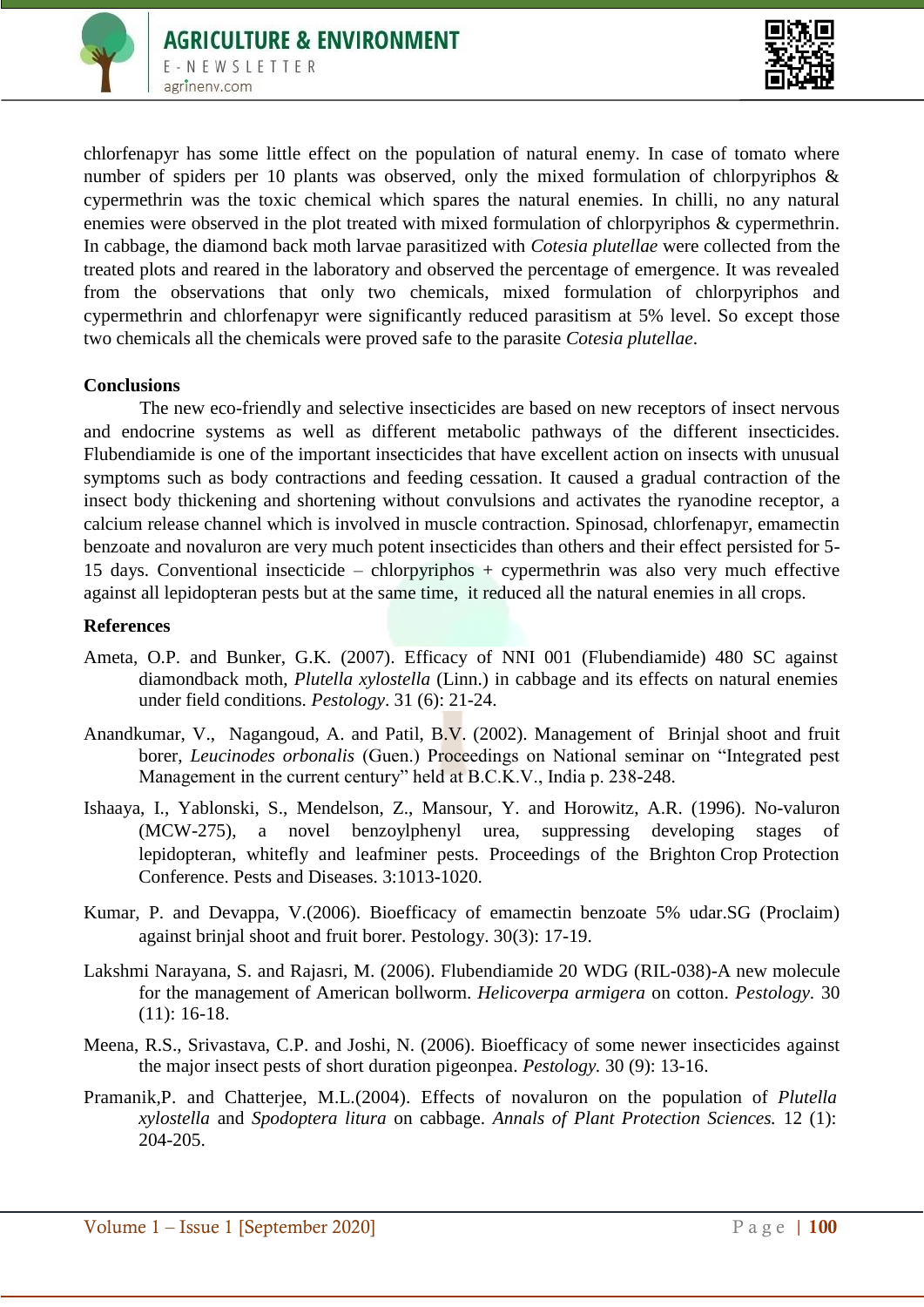chlorfenapyr has some little effect on the population of natural enemy. In case of tomato where number of spiders per 10 plants was observed, only the mixed formulation of chlorpyriphos & cypermethrin was the toxic chemical which spares the natural enemies. In chilli, no any natural enemies were observed in the plot treated with mixed formulation of chlorpyriphos & cypermethrin. In cabbage, the diamond back moth larvae parasitized with *Cotesia plutellae* were collected from the treated plots and reared in the laboratory and observed the percentage of emergence. It was revealed from the observations that only two chemicals, mixed formulation of chlorpyriphos and cypermethrin and chlorfenapyr were significantly reduced parasitism at 5% level. So except those two chemicals all the chemicals were proved safe to the parasite *Cotesia plutellae*.

## Conclusions

The new eco-friendly and selective insecticides are based on new receptors of insect nervous and endocrine systems as well as different metabolic pathways of the different insecticides. Flubendiamide is one of the important insecticides that have excellent action on insects with unusual symptoms such as body contractions and feeding cessation. It caused a gradual contraction of the insect body thickening and shortening without convulsions and activates the ryanodine receptor, a calcium release channel which is involved in muscle contraction. Spinosad, chlorfenapyr, emamectin benzoate and novaluron are very much potent insecticides than others and their effect persisted for 5-15 days. Conventional insecticide – chlorpyriphos + cypermethrin was also very much effective against all lepidopteran pests but at the same time, it reduced all the natural enemies in all crops.

## References

Ameta, O.P. and Bunker, G.K. (2007). Efficacy of NNI 001 (Flubendiamide) 480 SC against diamondback moth, *Plutella xylostella* (Linn.) in cabbage and its effects on natural enemies under field conditions. *Pestology*. 31 (6): 21-24.

Anandkumar, V., Nagangoud, A. and Patil, B.V. (2002). Management of Brinjal shoot and fruit borer, *Leucinodes orbonalis* (Guen.) Proceedings on National seminar on "Integrated pest Management in the current century" held at B.C.K.V., India p. 238-248.

Ishaaya, I., Yablonski, S., Mendelson, Z., Mansour, Y. and Horowitz, A.R. (1996). No-valuron (MCW-275), a novel benzoylphenyl urea, suppressing developing stages of lepidopteran, whitefly and leafminer pests. Proceedings of the Brighton Crop Protection Conference. Pests and Diseases. 3:1013-1020.

Kumar, P. and Devappa, V.(2006). Bioefficacy of emamectin benzoate 5% udar.SG (Proclaim) against brinjal shoot and fruit borer. Pestology. 30(3): 17-19.

Lakshmi Narayana, S. and Rajasri, M. (2006). Flubendiamide 20 WDG (RIL-038)-A new molecule for the management of American bollworm. *Helicoverpa armigera* on cotton. *Pestology*. 30 (11): 16-18.

Meena, R.S., Srivastava, C.P. and Joshi, N. (2006). Bioefficacy of some newer insecticides against the major insect pests of short duration pigeonpea. *Pestology.* 30 (9): 13-16.

Pramanik,P. and Chatterjee, M.L.(2004). Effects of novaluron on the population of *Plutella xylostella* and *Spodoptera litura* on cabbage. *Annals of Plant Protection Sciences.* 12 (1): 204-205.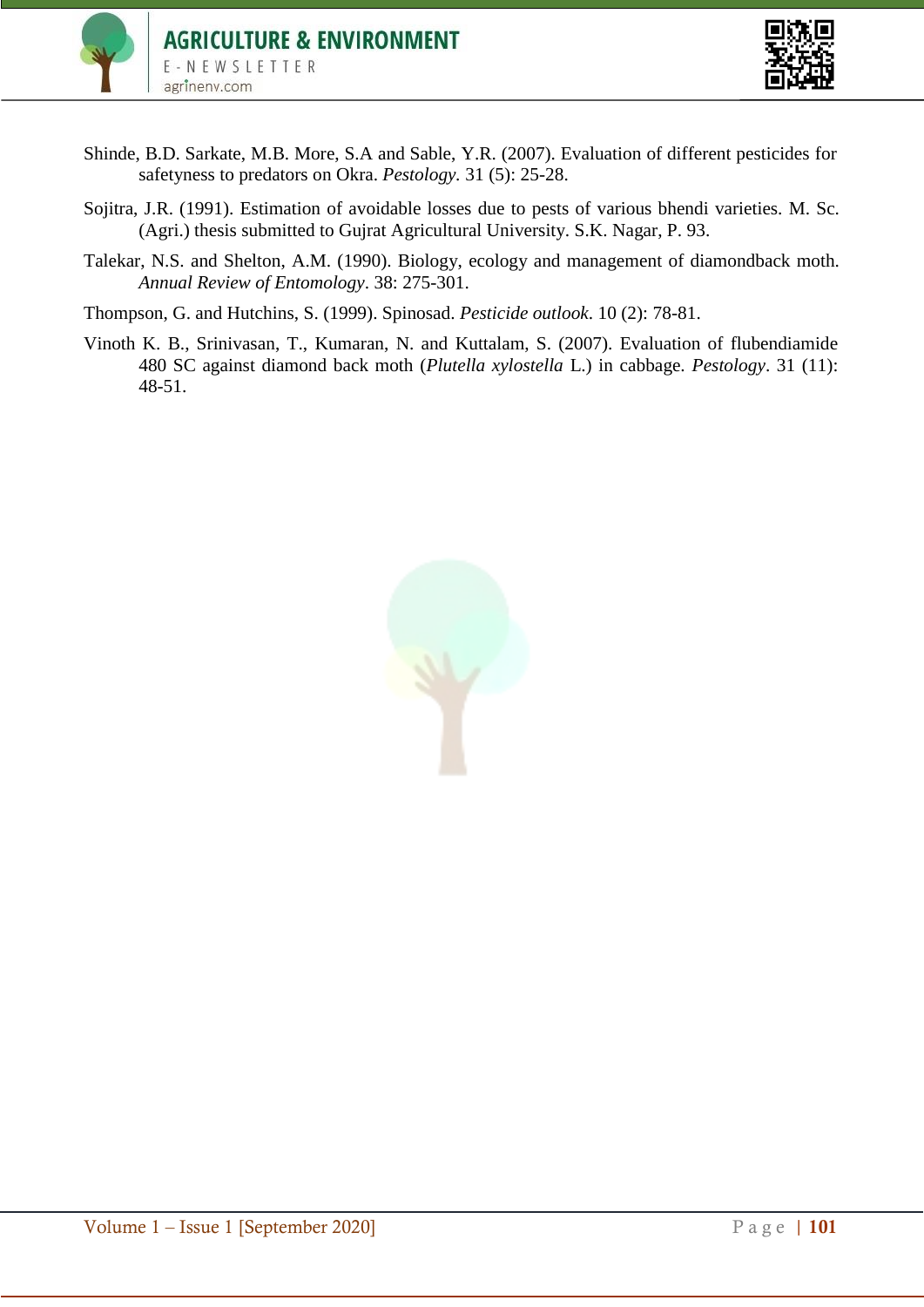Shinde, B.D. Sarkate, M.B. More, S.A and Sable, Y.R. (2007). Evaluation of different pesticides for safetyness to predators on Okra. *Pestology*. 31 (5): 25-28.

Sojitra, J.R. (1991). Estimation of avoidable losses due to pests of various bhendi varieties. M. Sc. (Agri.) thesis submitted to Gujrat Agricultural University. S.K. Nagar, P. 93.

Talekar, N.S. and Shelton, A.M. (1990). Biology, ecology and management of diamondback moth. *Annual Review of Entomology*. 38: 275-301.

Thompson, G. and Hutchins, S. (1999). Spinosad. *Pesticide outlook*. 10 (2): 78-81.

Vinoth K. B., Srinivasan, T., Kumaran, N. and Kuttalam, S. (2007). Evaluation of flubendiamide 480 SC against diamond back moth (*Plutella xylostella* L.) in cabbage. *Pestology*. 31 (11): 48-51.